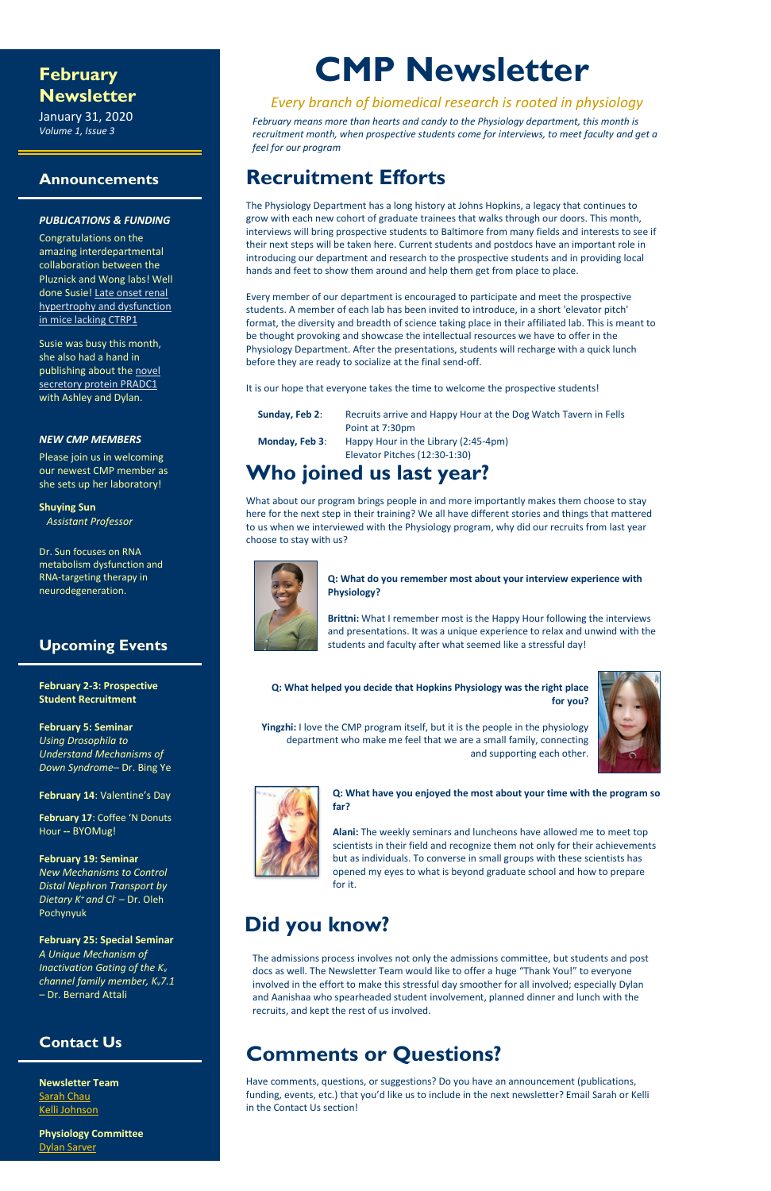# CMP Newsletter

*Every branch of biomedical research is rooted in physiology*

*February means more than hearts and candy to the Physiology department, this month is recruitment month, when prospective students come for interviews, to meet faculty and get a feel for our program*

## February Newsletter

January 31, 2020
*Volume 1, Issue 3*

## Announcements

***PUBLICATIONS & FUNDING***

Congratulations on the amazing interdepartmental collaboration between the Pluznick and Wong labs! Well done Susie! Late onset renal hypertrophy and dysfunction in mice lacking CTRP1

Susie was busy this month, she also had a hand in publishing about the novel secretory protein PRADC1 with Ashley and Dylan.

***NEW CMP MEMBERS***

Please join us in welcoming our newest CMP member as she sets up her laboratory!

**Shuying Sun**
*Assistant Professor*

Dr. Sun focuses on RNA metabolism dysfunction and RNA-targeting therapy in neurodegeneration.

## Upcoming Events

**February 2-3: Prospective Student Recruitment**

**February 5: Seminar**
*Using Drosophila to Understand Mechanisms of Down Syndrome*– Dr. Bing Ye

**February 14**: Valentine's Day

**February 17**: Coffee 'N Donuts Hour -- BYOMug!

**February 19: Seminar**
*New Mechanisms to Control Distal Nephron Transport by Dietary $K^+$ and $Cl^-$* – Dr. Oleh Pochynyuk

**February 25: Special Seminar**
*A Unique Mechanism of Inactivation Gating of the $K_v$ channel family member, $K_v7.1$* – Dr. Bernard Attali

## Contact Us

**Newsletter Team**
Sarah Chau
Kelli Johnson

**Physiology Committee**
Dylan Sarver

## Recruitment Efforts

The Physiology Department has a long history at Johns Hopkins, a legacy that continues to grow with each new cohort of graduate trainees that walks through our doors. This month, interviews will bring prospective students to Baltimore from many fields and interests to see if their next steps will be taken here. Current students and postdocs have an important role in introducing our department and research to the prospective students and in providing local hands and feet to show them around and help them get from place to place.

Every member of our department is encouraged to participate and meet the prospective students. A member of each lab has been invited to introduce, in a short 'elevator pitch' format, the diversity and breadth of science taking place in their affiliated lab. This is meant to be thought provoking and showcase the intellectual resources we have to offer in the Physiology Department. After the presentations, students will recharge with a quick lunch before they are ready to socialize at the final send-off.

It is our hope that everyone takes the time to welcome the prospective students!

| | |
|---|---|
| **Sunday, Feb 2**: | Recruits arrive and Happy Hour at the Dog Watch Tavern in Fells Point at 7:30pm |
| **Monday, Feb 3**: | Happy Hour in the Library (2:45-4pm) Elevator Pitches (12:30-1:30) |

## Who joined us last year?

What about our program brings people in and more importantly makes them choose to stay here for the next step in their training? We all have different stories and things that mattered to us when we interviewed with the Physiology program, why did our recruits from last year choose to stay with us?

**Q: What do you remember most about your interview experience with Physiology?**

**Brittni:** What I remember most is the Happy Hour following the interviews and presentations. It was a unique experience to relax and unwind with the students and faculty after what seemed like a stressful day!

**Q: What helped you decide that Hopkins Physiology was the right place for you?**

**Yingzhi:** I love the CMP program itself, but it is the people in the physiology department who make me feel that we are a small family, connecting and supporting each other.

**Q: What have you enjoyed the most about your time with the program so far?**

**Alani:** The weekly seminars and luncheons have allowed me to meet top scientists in their field and recognize them not only for their achievements but as individuals. To converse in small groups with these scientists has opened my eyes to what is beyond graduate school and how to prepare for it.

## Did you know?

The admissions process involves not only the admissions committee, but students and post docs as well. The Newsletter Team would like to offer a huge "Thank You!" to everyone involved in the effort to make this stressful day smoother for all involved; especially Dylan and Aanishaa who spearheaded student involvement, planned dinner and lunch with the recruits, and kept the rest of us involved.

## Comments or Questions?

Have comments, questions, or suggestions? Do you have an announcement (publications, funding, events, etc.) that you'd like us to include in the next newsletter? Email Sarah or Kelli in the Contact Us section!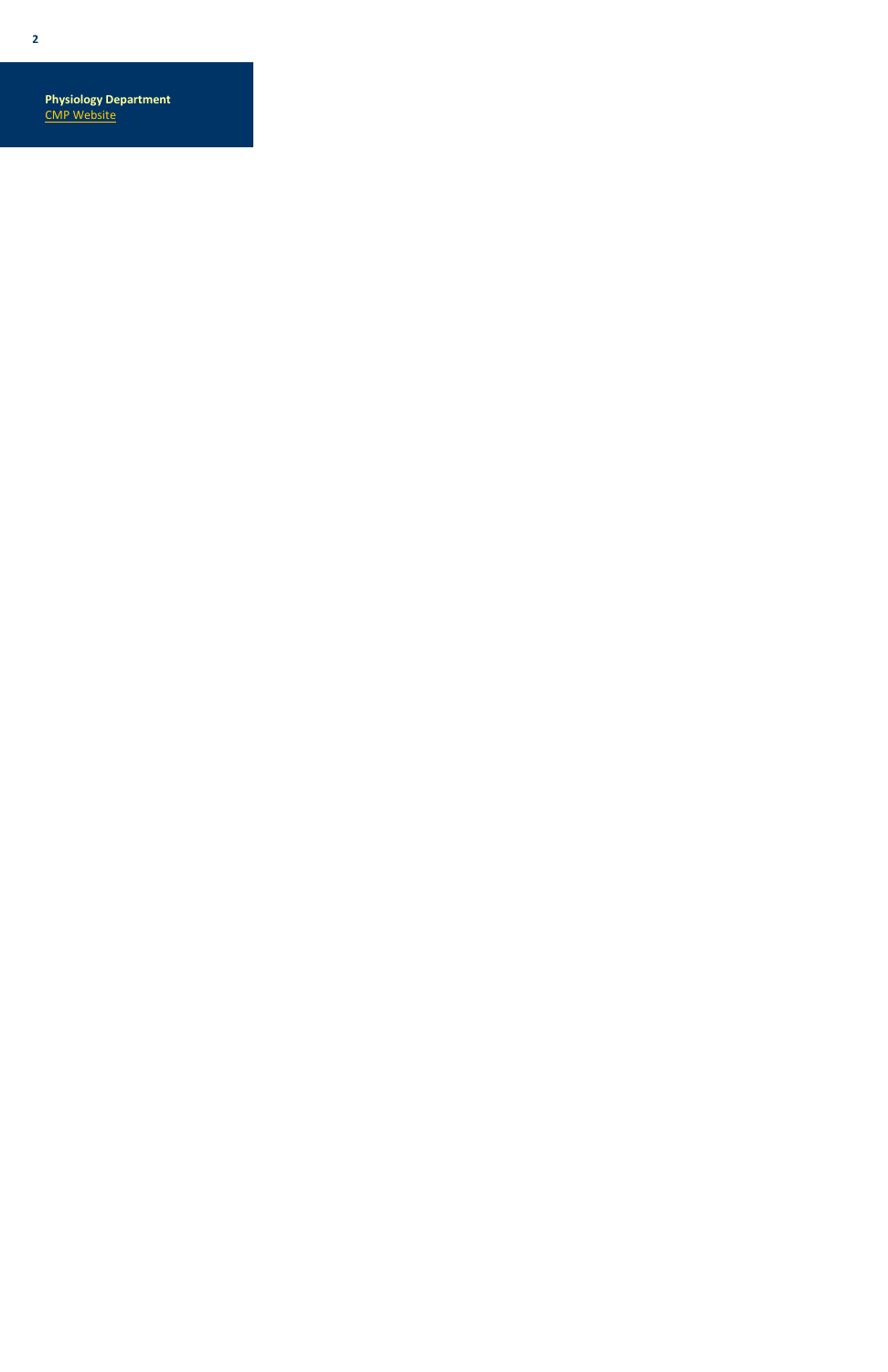**Physiology Department**
[CMP Website]